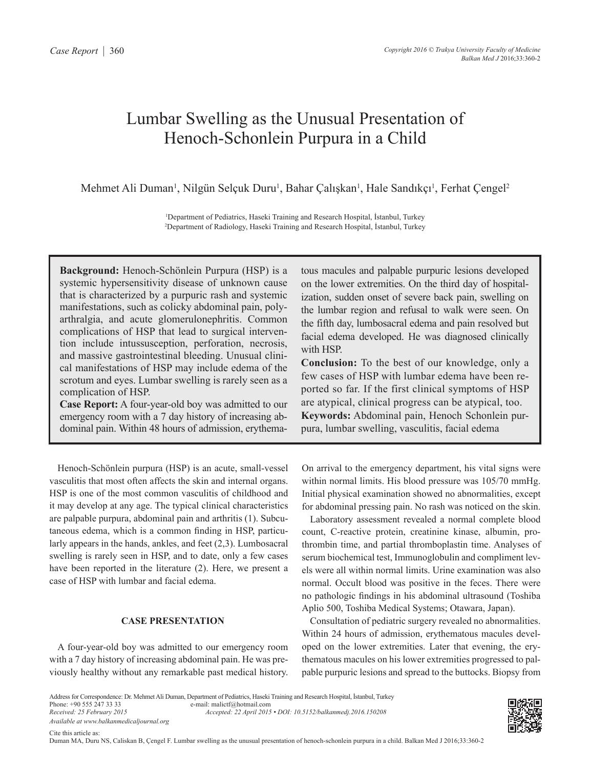# Lumbar Swelling as the Unusual Presentation of Henoch-Schonlein Purpura in a Child

Mehmet Ali Duman[1], Nilgün Selçuk Duru[1], Bahar Çalışkan[1], Hale Sandıkçı[1], Ferhat Çengel[2]

[1]Department of Pediatrics, Haseki Training and Research Hospital, İstanbul, Turkey
[2]Department of Radiology, Haseki Training and Research Hospital, İstanbul, Turkey

**Background:** Henoch-Schönlein Purpura (HSP) is a systemic hypersensitivity disease of unknown cause that is characterized by a purpuric rash and systemic manifestations, such as colicky abdominal pain, polyarthralgia, and acute glomerulonephritis. Common complications of HSP that lead to surgical intervention include intussusception, perforation, necrosis, and massive gastrointestinal bleeding. Unusual clinical manifestations of HSP may include edema of the scrotum and eyes. Lumbar swelling is rarely seen as a complication of HSP.

**Case Report:** A four-year-old boy was admitted to our emergency room with a 7 day history of increasing abdominal pain. Within 48 hours of admission, erythematous macules and palpable purpuric lesions developed on the lower extremities. On the third day of hospitalization, sudden onset of severe back pain, swelling on the lumbar region and refusal to walk were seen. On the fifth day, lumbosacral edema and pain resolved but facial edema developed. He was diagnosed clinically with HSP.

**Conclusion:** To the best of our knowledge, only a few cases of HSP with lumbar edema have been reported so far. If the first clinical symptoms of HSP are atypical, clinical progress can be atypical, too.

**Keywords:** Abdominal pain, Henoch Schonlein purpura, lumbar swelling, vasculitis, facial edema

Henoch-Schönlein purpura (HSP) is an acute, small-vessel vasculitis that most often affects the skin and internal organs. HSP is one of the most common vasculitis of childhood and it may develop at any age. The typical clinical characteristics are palpable purpura, abdominal pain and arthritis (1). Subcutaneous edema, which is a common finding in HSP, particularly appears in the hands, ankles, and feet (2,3). Lumbosacral swelling is rarely seen in HSP, and to date, only a few cases have been reported in the literature (2). Here, we present a case of HSP with lumbar and facial edema.

## CASE PRESENTATION

A four-year-old boy was admitted to our emergency room with a 7 day history of increasing abdominal pain. He was previously healthy without any remarkable past medical history. On arrival to the emergency department, his vital signs were within normal limits. His blood pressure was 105/70 mmHg. Initial physical examination showed no abnormalities, except for abdominal pressing pain. No rash was noticed on the skin.

Laboratory assessment revealed a normal complete blood count, C-reactive protein, creatinine kinase, albumin, prothrombin time, and partial thromboplastin time. Analyses of serum biochemical test, Immunoglobulin and compliment levels were all within normal limits. Urine examination was also normal. Occult blood was positive in the feces. There were no pathologic findings in his abdominal ultrasound (Toshiba Aplio 500, Toshiba Medical Systems; Otawara, Japan).

Consultation of pediatric surgery revealed no abnormalities. Within 24 hours of admission, erythematous macules developed on the lower extremities. Later that evening, the erythematous macules on his lower extremities progressed to palpable purpuric lesions and spread to the buttocks. Biopsy from

Address for Correspondence: Dr. Mehmet Ali Duman, Department of Pediatrics, Haseki Training and Research Hospital, İstanbul, Turkey
Phone: +90 555 247 33 33 e-mail: malictf@hotmail.com
*Received: 25 February 2015* *Accepted: 22 April 2015 • DOI: 10.5152/balkanmedj.2016.150208*
*Available at www.balkanmedicaljournal.org*

Cite this article as:
Duman MA, Duru NS, Caliskan B, Çengel F. Lumbar swelling as the unusual presentation of henoch-schonlein purpura in a child. Balkan Med J 2016;33:360-2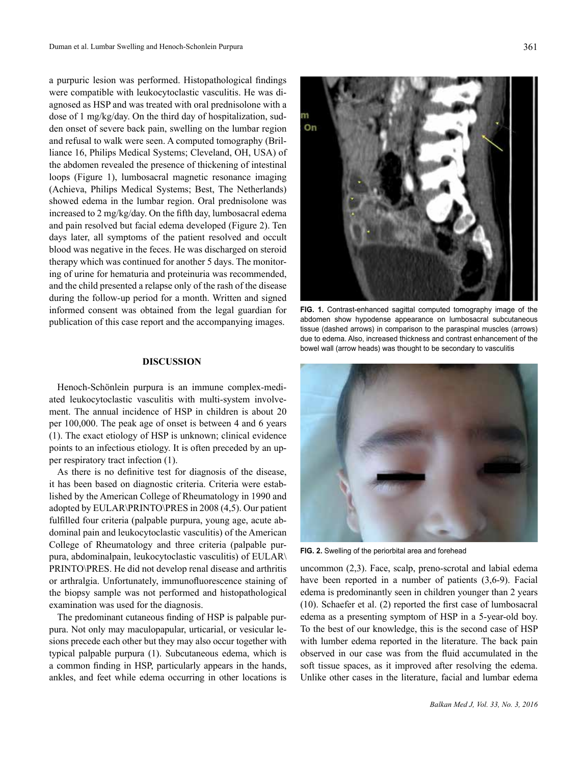a purpuric lesion was performed. Histopathological findings were compatible with leukocytoclastic vasculitis. He was diagnosed as HSP and was treated with oral prednisolone with a dose of 1 mg/kg/day. On the third day of hospitalization, sudden onset of severe back pain, swelling on the lumbar region and refusal to walk were seen. A computed tomography (Brilliance 16, Philips Medical Systems; Cleveland, OH, USA) of the abdomen revealed the presence of thickening of intestinal loops (Figure 1), lumbosacral magnetic resonance imaging (Achieva, Philips Medical Systems; Best, The Netherlands) showed edema in the lumbar region. Oral prednisolone was increased to 2 mg/kg/day. On the fifth day, lumbosacral edema and pain resolved but facial edema developed (Figure 2). Ten days later, all symptoms of the patient resolved and occult blood was negative in the feces. He was discharged on steroid therapy which was continued for another 5 days. The monitoring of urine for hematuria and proteinuria was recommended, and the child presented a relapse only of the rash of the disease during the follow-up period for a month. Written and signed informed consent was obtained from the legal guardian for publication of this case report and the accompanying images.

**FIG. 1.** Contrast-enhanced sagittal computed tomography image of the abdomen show hypodense appearance on lumbosacral subcutaneous tissue (dashed arrows) in comparison to the paraspinal muscles (arrows) due to edema. Also, increased thickness and contrast enhancement of the bowel wall (arrow heads) was thought to be secondary to vasculitis

**FIG. 2.** Swelling of the periorbital area and forehead

## DISCUSSION

Henoch-Schönlein purpura is an immune complex-mediated leukocytoclastic vasculitis with multi-system involvement. The annual incidence of HSP in children is about 20 per 100,000. The peak age of onset is between 4 and 6 years (1). The exact etiology of HSP is unknown; clinical evidence points to an infectious etiology. It is often preceded by an upper respiratory tract infection (1).

As there is no definitive test for diagnosis of the disease, it has been based on diagnostic criteria. Criteria were established by the American College of Rheumatology in 1990 and adopted by EULAR\PRINTO\PRES in 2008 (4,5). Our patient fulfilled four criteria (palpable purpura, young age, acute abdominal pain and leukocytoclastic vasculitis) of the American College of Rheumatology and three criteria (palpable purpura, abdominalpain, leukocytoclastic vasculitis) of EULAR\PRINTO\PRES. He did not develop renal disease and arthritis or arthralgia. Unfortunately, immunofluorescence staining of the biopsy sample was not performed and histopathological examination was used for the diagnosis.

The predominant cutaneous finding of HSP is palpable purpura. Not only may maculopapular, urticarial, or vesicular lesions precede each other but they may also occur together with typical palpable purpura (1). Subcutaneous edema, which is a common finding in HSP, particularly appears in the hands, ankles, and feet while edema occurring in other locations is uncommon (2,3). Face, scalp, preno-scrotal and labial edema have been reported in a number of patients (3,6-9). Facial edema is predominantly seen in children younger than 2 years (10). Schaefer et al. (2) reported the first case of lumbosacral edema as a presenting symptom of HSP in a 5-year-old boy. To the best of our knowledge, this is the second case of HSP with lumber edema reported in the literature. The back pain observed in our case was from the fluid accumulated in the soft tissue spaces, as it improved after resolving the edema. Unlike other cases in the literature, facial and lumbar edema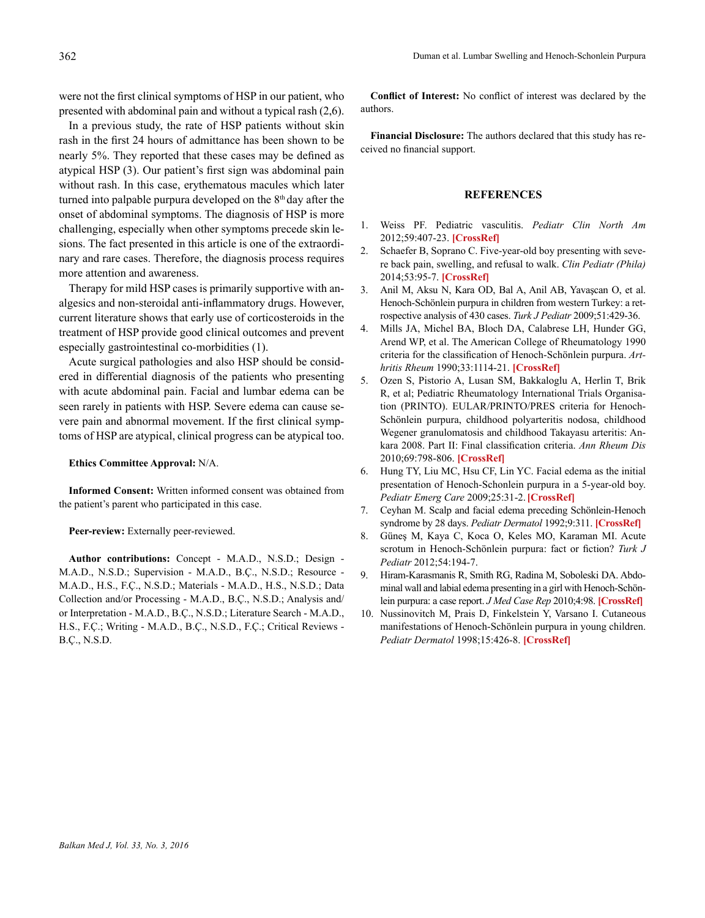were not the first clinical symptoms of HSP in our patient, who presented with abdominal pain and without a typical rash (2,6).

In a previous study, the rate of HSP patients without skin rash in the first 24 hours of admittance has been shown to be nearly 5%. They reported that these cases may be defined as atypical HSP (3). Our patient's first sign was abdominal pain without rash. In this case, erythematous macules which later turned into palpable purpura developed on the 8th day after the onset of abdominal symptoms. The diagnosis of HSP is more challenging, especially when other symptoms precede skin lesions. The fact presented in this article is one of the extraordinary and rare cases. Therefore, the diagnosis process requires more attention and awareness.

Therapy for mild HSP cases is primarily supportive with analgesics and non-steroidal anti-inflammatory drugs. However, current literature shows that early use of corticosteroids in the treatment of HSP provide good clinical outcomes and prevent especially gastrointestinal co-morbidities (1).

Acute surgical pathologies and also HSP should be considered in differential diagnosis of the patients who presenting with acute abdominal pain. Facial and lumbar edema can be seen rarely in patients with HSP. Severe edema can cause severe pain and abnormal movement. If the first clinical symptoms of HSP are atypical, clinical progress can be atypical too.

**Ethics Committee Approval:** N/A.

**Informed Consent:** Written informed consent was obtained from the patient's parent who participated in this case.

**Peer-review:** Externally peer-reviewed.

**Author contributions:** Concept - M.A.D., N.S.D.; Design - M.A.D., N.S.D.; Supervision - M.A.D., B.Ç., N.S.D.; Resource - M.A.D., H.S., F.Ç., N.S.D.; Materials - M.A.D., H.S., N.S.D.; Data Collection and/or Processing - M.A.D., B.Ç., N.S.D.; Analysis and/or Interpretation - M.A.D., B.Ç., N.S.D.; Literature Search - M.A.D., H.S., F.Ç.; Writing - M.A.D., B.Ç., N.S.D., F.Ç.; Critical Reviews - B.Ç., N.S.D.

**Conflict of Interest:** No conflict of interest was declared by the authors.

**Financial Disclosure:** The authors declared that this study has received no financial support.

## REFERENCES

1. Weiss PF. Pediatric vasculitis. *Pediatr Clin North Am* 2012;59:407-23. [CrossRef]
2. Schaefer B, Soprano C. Five-year-old boy presenting with severe back pain, swelling, and refusal to walk. *Clin Pediatr (Phila)* 2014;53:95-7. [CrossRef]
3. Anil M, Aksu N, Kara OD, Bal A, Anil AB, Yavaşcan O, et al. Henoch-Schönlein purpura in children from western Turkey: a retrospective analysis of 430 cases. *Turk J Pediatr* 2009;51:429-36.
4. Mills JA, Michel BA, Bloch DA, Calabrese LH, Hunder GG, Arend WP, et al. The American College of Rheumatology 1990 criteria for the classification of Henoch-Schönlein purpura. *Arthritis Rheum* 1990;33:1114-21. [CrossRef]
5. Ozen S, Pistorio A, Lusan SM, Bakkaloglu A, Herlin T, Brik R, et al; Pediatric Rheumatology International Trials Organisation (PRINTO). EULAR/PRINTO/PRES criteria for Henoch-Schönlein purpura, childhood polyarteritis nodosa, childhood Wegener granulomatosis and childhood Takayasu arteritis: Ankara 2008. Part II: Final classification criteria. *Ann Rheum Dis* 2010;69:798-806. [CrossRef]
6. Hung TY, Liu MC, Hsu CF, Lin YC. Facial edema as the initial presentation of Henoch-Schonlein purpura in a 5-year-old boy. *Pediatr Emerg Care* 2009;25:31-2. [CrossRef]
7. Ceyhan M. Scalp and facial edema preceding Schönlein-Henoch syndrome by 28 days. *Pediatr Dermatol* 1992;9:311. [CrossRef]
8. Güneş M, Kaya C, Koca O, Keles MO, Karaman MI. Acute scrotum in Henoch-Schönlein purpura: fact or fiction? *Turk J Pediatr* 2012;54:194-7.
9. Hiram-Karasmanis R, Smith RG, Radina M, Soboleski DA. Abdominal wall and labial edema presenting in a girl with Henoch-Schönlein purpura: a case report. *J Med Case Rep* 2010;4:98. [CrossRef]
10. Nussinovitch M, Prais D, Finkelstein Y, Varsano I. Cutaneous manifestations of Henoch-Schönlein purpura in young children. *Pediatr Dermatol* 1998;15:426-8. [CrossRef]